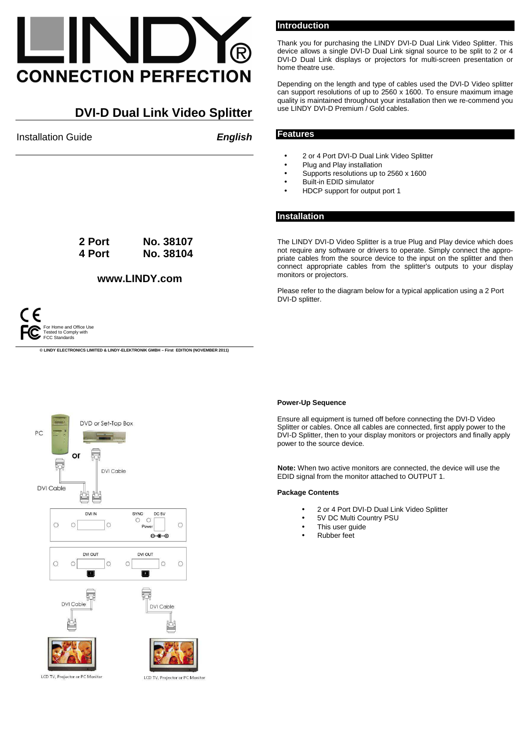# LINDY

**CONNECTION PERFECTION**

## DVI-D Dual Link Video Splitter

Installation Guide ***English***

| | |
|---|---|
| **2 Port** | **No. 38107** |
| **4 Port** | **No. 38104** |

**www.LINDY.com**

For Home and Office Use
Tested to Comply with
FCC Standards

**© LINDY ELECTRONICS LIMITED & LINDY-ELEKTRONIK GMBH – First EDITION (NOVEMBER 2011)**

## Introduction

Thank you for purchasing the LINDY DVI-D Dual Link Video Splitter. This device allows a single DVI-D Dual Link signal source to be split to 2 or 4 DVI-D Dual Link displays or projectors for multi-screen presentation or home theatre use.

Depending on the length and type of cables used the DVI-D Video splitter can support resolutions of up to 2560 x 1600. To ensure maximum image quality is maintained throughout your installation then we re-commend you use LINDY DVI-D Premium / Gold cables.

## Features

- 2 or 4 Port DVI-D Dual Link Video Splitter
- Plug and Play installation
- Supports resolutions up to 2560 x 1600
- Built-in EDID simulator
- HDCP support for output port 1

## Installation

The LINDY DVI-D Video Splitter is a true Plug and Play device which does not require any software or drivers to operate. Simply connect the appropriate cables from the source device to the input on the splitter and then connect appropriate cables from the splitter's outputs to your display monitors or projectors.

Please refer to the diagram below for a typical application using a 2 Port DVI-D splitter.

PC | DVD or Set-Top Box | or | DVI Cable | DVI Cable | DVI IN | SYNC | DC 5V | Power | DVI OUT | DVI OUT | DVI Cable | DVI Cable | LCD TV, Projector or PC Monitor | LCD TV, Projector or PC Monitor

**Power-Up Sequence**

Ensure all equipment is turned off before connecting the DVI-D Video Splitter or cables. Once all cables are connected, first apply power to the DVI-D Splitter, then to your display monitors or projectors and finally apply power to the source device.

**Note:** When two active monitors are connected, the device will use the EDID signal from the monitor attached to OUTPUT 1.

**Package Contents**

- 2 or 4 Port DVI-D Dual Link Video Splitter
- 5V DC Multi Country PSU
- This user guide
- Rubber feet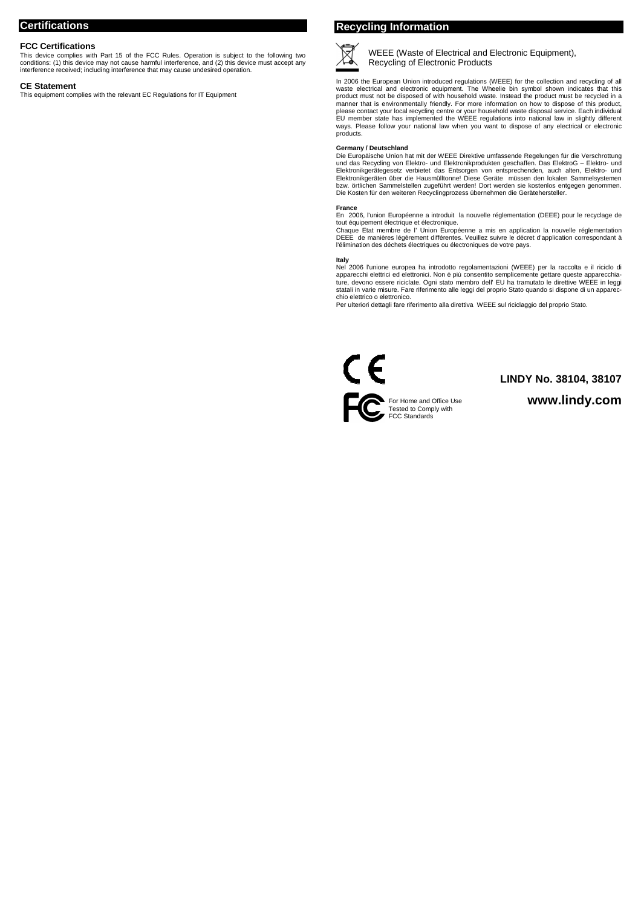## Certifications

### FCC Certifications

This device complies with Part 15 of the FCC Rules. Operation is subject to the following two conditions: (1) this device may not cause harmful interference, and (2) this device must accept any interference received; including interference that may cause undesired operation.

### CE Statement

This equipment complies with the relevant EC Regulations for IT Equipment

## Recycling Information

WEEE (Waste of Electrical and Electronic Equipment), Recycling of Electronic Products

In 2006 the European Union introduced regulations (WEEE) for the collection and recycling of all waste electrical and electronic equipment. The Wheelie bin symbol shown indicates that this product must not be disposed of with household waste. Instead the product must be recycled in a manner that is environmentally friendly. For more information on how to dispose of this product, please contact your local recycling centre or your household waste disposal service. Each individual EU member state has implemented the WEEE regulations into national law in slightly different ways. Please follow your national law when you want to dispose of any electrical or electronic products.

**Germany / Deutschland**

Die Europäische Union hat mit der WEEE Direktive umfassende Regelungen für die Verschrottung und das Recycling von Elektro- und Elektronikprodukten geschaffen. Das ElektroG – Elektro- und Elektronikgerätegesetz verbietet das Entsorgen von entsprechenden, auch alten, Elektro- und Elektronikgeräten über die Hausmülltonne! Diese Geräte müssen den lokalen Sammelsystemen bzw. örtlichen Sammelstellen zugeführt werden! Dort werden sie kostenlos entgegen genommen. Die Kosten für den weiteren Recyclingprozess übernehmen die Gerätehersteller.

**France**

En 2006, l'union Européenne a introduit la nouvelle réglementation (DEEE) pour le recyclage de tout équipement électrique et électronique.

Chaque Etat membre de l' Union Européenne a mis en application la nouvelle réglementation DEEE de manières légèrement différentes. Veuillez suivre le décret d'application correspondant à l'élimination des déchets électriques ou électroniques de votre pays.

**Italy**

Nel 2006 l'unione europea ha introdotto regolamentazioni (WEEE) per la raccolta e il riciclo di apparecchi elettrici ed elettronici. Non è più consentito semplicemente gettare queste apparecchiature, devono essere riciclate. Ogni stato membro dell' EU ha tramutato le direttive WEEE in leggi statali in varie misure. Fare riferimento alle leggi del proprio Stato quando si dispone di un apparecchio elettrico o elettronico.

Per ulteriori dettagli fare riferimento alla direttiva WEEE sul riciclaggio del proprio Stato.

CE

FC For Home and Office Use Tested to Comply with FCC Standards

**LINDY No. 38104, 38107**

**www.lindy.com**